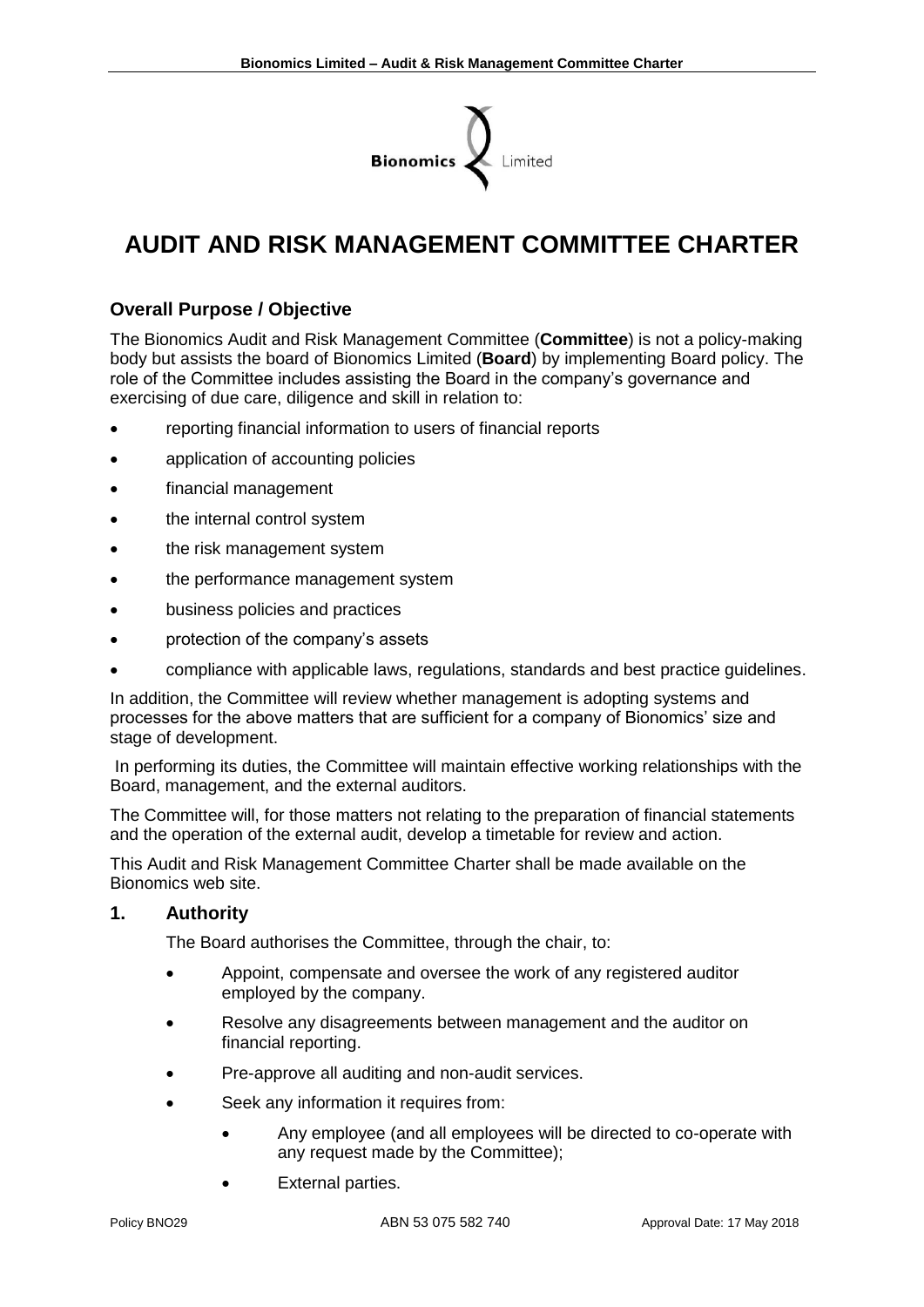# AUDIT AND RISK MANAGEMENT COMMITTEE CHARTER

## Overall Purpose / Objective

The Bionomics Audit and Risk Management Committee (**Committee**) is not a policy-making body but assists the board of Bionomics Limited (**Board**) by implementing Board policy. The role of the Committee includes assisting the Board in the company's governance and exercising of due care, diligence and skill in relation to:

- reporting financial information to users of financial reports
- application of accounting policies
- financial management
- the internal control system
- the risk management system
- the performance management system
- business policies and practices
- protection of the company's assets
- compliance with applicable laws, regulations, standards and best practice guidelines.

In addition, the Committee will review whether management is adopting systems and processes for the above matters that are sufficient for a company of Bionomics' size and stage of development.

In performing its duties, the Committee will maintain effective working relationships with the Board, management, and the external auditors.

The Committee will, for those matters not relating to the preparation of financial statements and the operation of the external audit, develop a timetable for review and action.

This Audit and Risk Management Committee Charter shall be made available on the Bionomics web site.

## 1. Authority

The Board authorises the Committee, through the chair, to:

- Appoint, compensate and oversee the work of any registered auditor employed by the company.
- Resolve any disagreements between management and the auditor on financial reporting.
- Pre-approve all auditing and non-audit services.
- Seek any information it requires from:
  - Any employee (and all employees will be directed to co-operate with any request made by the Committee);
  - External parties.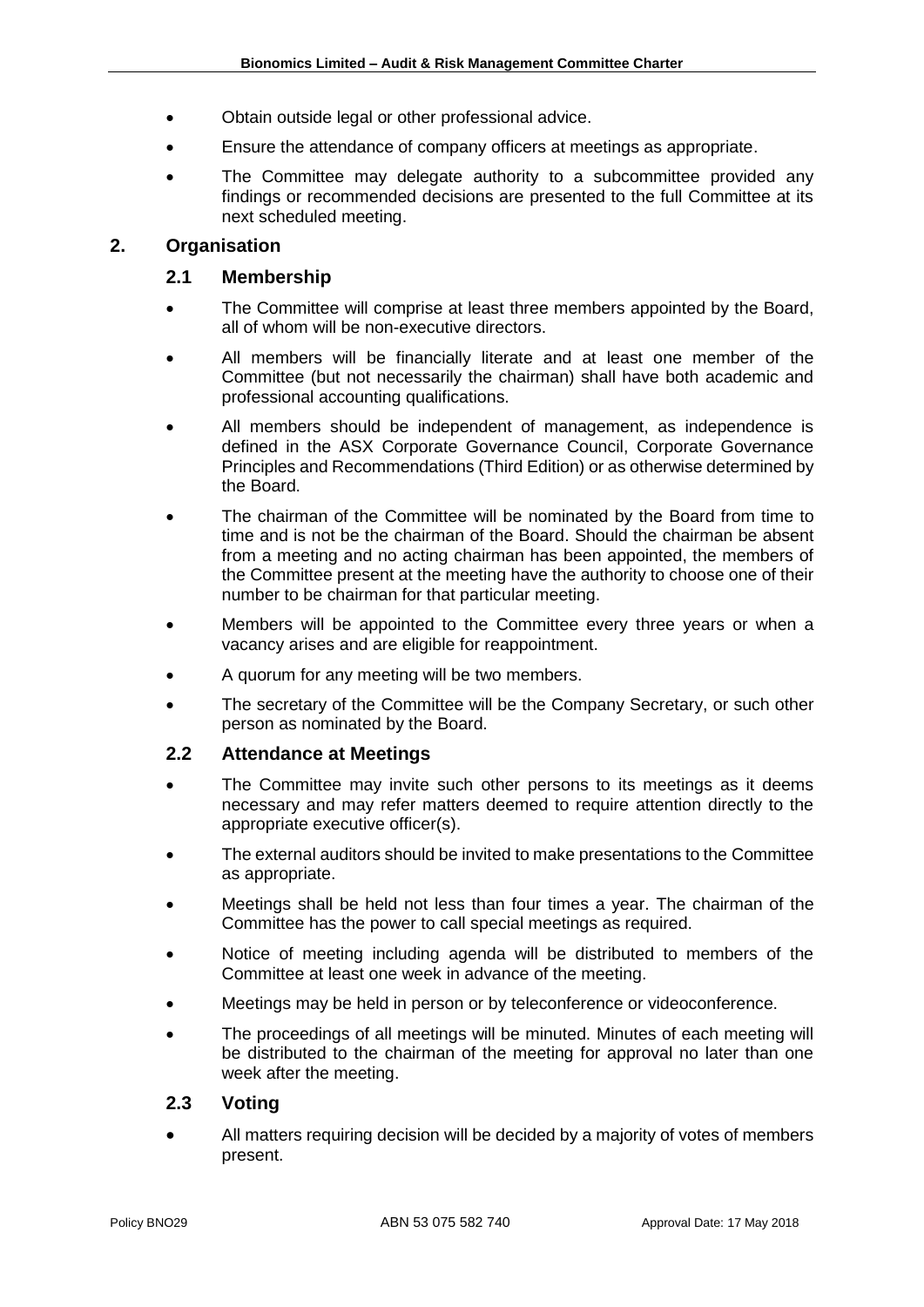- Obtain outside legal or other professional advice.
- Ensure the attendance of company officers at meetings as appropriate.
- The Committee may delegate authority to a subcommittee provided any findings or recommended decisions are presented to the full Committee at its next scheduled meeting.

## 2. Organisation

### 2.1 Membership

- The Committee will comprise at least three members appointed by the Board, all of whom will be non-executive directors.
- All members will be financially literate and at least one member of the Committee (but not necessarily the chairman) shall have both academic and professional accounting qualifications.
- All members should be independent of management, as independence is defined in the ASX Corporate Governance Council, Corporate Governance Principles and Recommendations (Third Edition) or as otherwise determined by the Board.
- The chairman of the Committee will be nominated by the Board from time to time and is not be the chairman of the Board. Should the chairman be absent from a meeting and no acting chairman has been appointed, the members of the Committee present at the meeting have the authority to choose one of their number to be chairman for that particular meeting.
- Members will be appointed to the Committee every three years or when a vacancy arises and are eligible for reappointment.
- A quorum for any meeting will be two members.
- The secretary of the Committee will be the Company Secretary, or such other person as nominated by the Board.

### 2.2 Attendance at Meetings

- The Committee may invite such other persons to its meetings as it deems necessary and may refer matters deemed to require attention directly to the appropriate executive officer(s).
- The external auditors should be invited to make presentations to the Committee as appropriate.
- Meetings shall be held not less than four times a year. The chairman of the Committee has the power to call special meetings as required.
- Notice of meeting including agenda will be distributed to members of the Committee at least one week in advance of the meeting.
- Meetings may be held in person or by teleconference or videoconference.
- The proceedings of all meetings will be minuted. Minutes of each meeting will be distributed to the chairman of the meeting for approval no later than one week after the meeting.

### 2.3 Voting

- All matters requiring decision will be decided by a majority of votes of members present.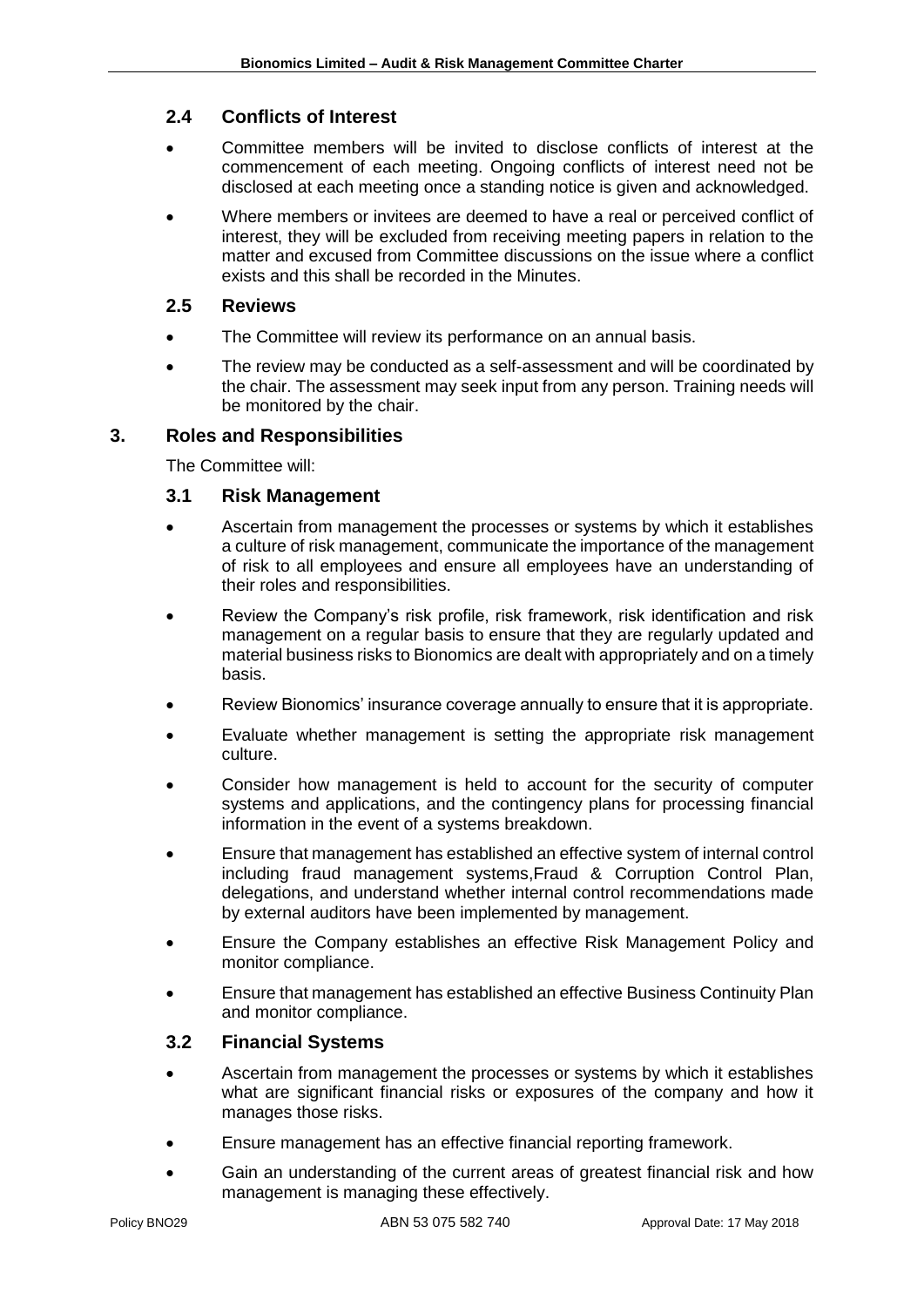### 2.4 Conflicts of Interest

- Committee members will be invited to disclose conflicts of interest at the commencement of each meeting. Ongoing conflicts of interest need not be disclosed at each meeting once a standing notice is given and acknowledged.
- Where members or invitees are deemed to have a real or perceived conflict of interest, they will be excluded from receiving meeting papers in relation to the matter and excused from Committee discussions on the issue where a conflict exists and this shall be recorded in the Minutes.

### 2.5 Reviews

- The Committee will review its performance on an annual basis.
- The review may be conducted as a self-assessment and will be coordinated by the chair. The assessment may seek input from any person. Training needs will be monitored by the chair.

## 3. Roles and Responsibilities

The Committee will:

### 3.1 Risk Management

- Ascertain from management the processes or systems by which it establishes a culture of risk management, communicate the importance of the management of risk to all employees and ensure all employees have an understanding of their roles and responsibilities.
- Review the Company's risk profile, risk framework, risk identification and risk management on a regular basis to ensure that they are regularly updated and material business risks to Bionomics are dealt with appropriately and on a timely basis.
- Review Bionomics' insurance coverage annually to ensure that it is appropriate.
- Evaluate whether management is setting the appropriate risk management culture.
- Consider how management is held to account for the security of computer systems and applications, and the contingency plans for processing financial information in the event of a systems breakdown.
- Ensure that management has established an effective system of internal control including fraud management systems,Fraud & Corruption Control Plan, delegations, and understand whether internal control recommendations made by external auditors have been implemented by management.
- Ensure the Company establishes an effective Risk Management Policy and monitor compliance.
- Ensure that management has established an effective Business Continuity Plan and monitor compliance.

### 3.2 Financial Systems

- Ascertain from management the processes or systems by which it establishes what are significant financial risks or exposures of the company and how it manages those risks.
- Ensure management has an effective financial reporting framework.
- Gain an understanding of the current areas of greatest financial risk and how management is managing these effectively.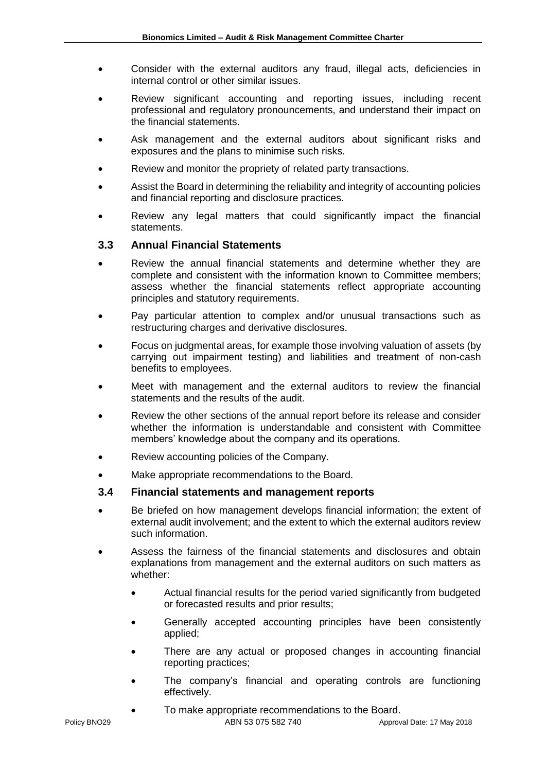- Consider with the external auditors any fraud, illegal acts, deficiencies in internal control or other similar issues.
- Review significant accounting and reporting issues, including recent professional and regulatory pronouncements, and understand their impact on the financial statements.
- Ask management and the external auditors about significant risks and exposures and the plans to minimise such risks.
- Review and monitor the propriety of related party transactions.
- Assist the Board in determining the reliability and integrity of accounting policies and financial reporting and disclosure practices.
- Review any legal matters that could significantly impact the financial statements.

### 3.3 Annual Financial Statements

- Review the annual financial statements and determine whether they are complete and consistent with the information known to Committee members; assess whether the financial statements reflect appropriate accounting principles and statutory requirements.
- Pay particular attention to complex and/or unusual transactions such as restructuring charges and derivative disclosures.
- Focus on judgmental areas, for example those involving valuation of assets (by carrying out impairment testing) and liabilities and treatment of non-cash benefits to employees.
- Meet with management and the external auditors to review the financial statements and the results of the audit.
- Review the other sections of the annual report before its release and consider whether the information is understandable and consistent with Committee members' knowledge about the company and its operations.
- Review accounting policies of the Company.
- Make appropriate recommendations to the Board.

### 3.4 Financial statements and management reports

- Be briefed on how management develops financial information; the extent of external audit involvement; and the extent to which the external auditors review such information.
- Assess the fairness of the financial statements and disclosures and obtain explanations from management and the external auditors on such matters as whether:
    - Actual financial results for the period varied significantly from budgeted or forecasted results and prior results;
    - Generally accepted accounting principles have been consistently applied;
    - There are any actual or proposed changes in accounting financial reporting practices;
    - The company's financial and operating controls are functioning effectively.
    - To make appropriate recommendations to the Board.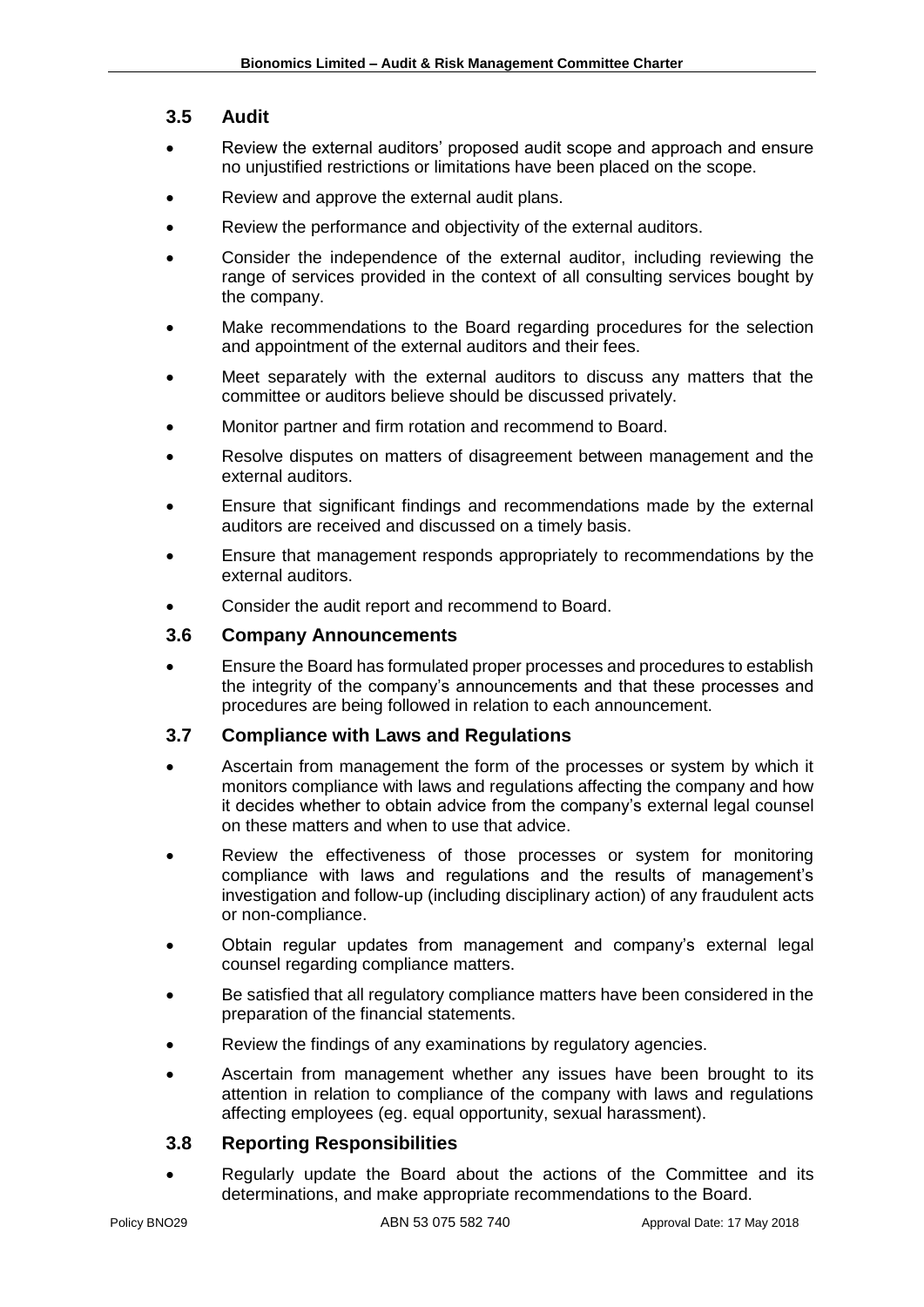### 3.5 Audit

- Review the external auditors' proposed audit scope and approach and ensure no unjustified restrictions or limitations have been placed on the scope.
- Review and approve the external audit plans.
- Review the performance and objectivity of the external auditors.
- Consider the independence of the external auditor, including reviewing the range of services provided in the context of all consulting services bought by the company.
- Make recommendations to the Board regarding procedures for the selection and appointment of the external auditors and their fees.
- Meet separately with the external auditors to discuss any matters that the committee or auditors believe should be discussed privately.
- Monitor partner and firm rotation and recommend to Board.
- Resolve disputes on matters of disagreement between management and the external auditors.
- Ensure that significant findings and recommendations made by the external auditors are received and discussed on a timely basis.
- Ensure that management responds appropriately to recommendations by the external auditors.
- Consider the audit report and recommend to Board.

### 3.6 Company Announcements

- Ensure the Board has formulated proper processes and procedures to establish the integrity of the company's announcements and that these processes and procedures are being followed in relation to each announcement.

### 3.7 Compliance with Laws and Regulations

- Ascertain from management the form of the processes or system by which it monitors compliance with laws and regulations affecting the company and how it decides whether to obtain advice from the company's external legal counsel on these matters and when to use that advice.
- Review the effectiveness of those processes or system for monitoring compliance with laws and regulations and the results of management's investigation and follow-up (including disciplinary action) of any fraudulent acts or non-compliance.
- Obtain regular updates from management and company's external legal counsel regarding compliance matters.
- Be satisfied that all regulatory compliance matters have been considered in the preparation of the financial statements.
- Review the findings of any examinations by regulatory agencies.
- Ascertain from management whether any issues have been brought to its attention in relation to compliance of the company with laws and regulations affecting employees (eg. equal opportunity, sexual harassment).

### 3.8 Reporting Responsibilities

- Regularly update the Board about the actions of the Committee and its determinations, and make appropriate recommendations to the Board.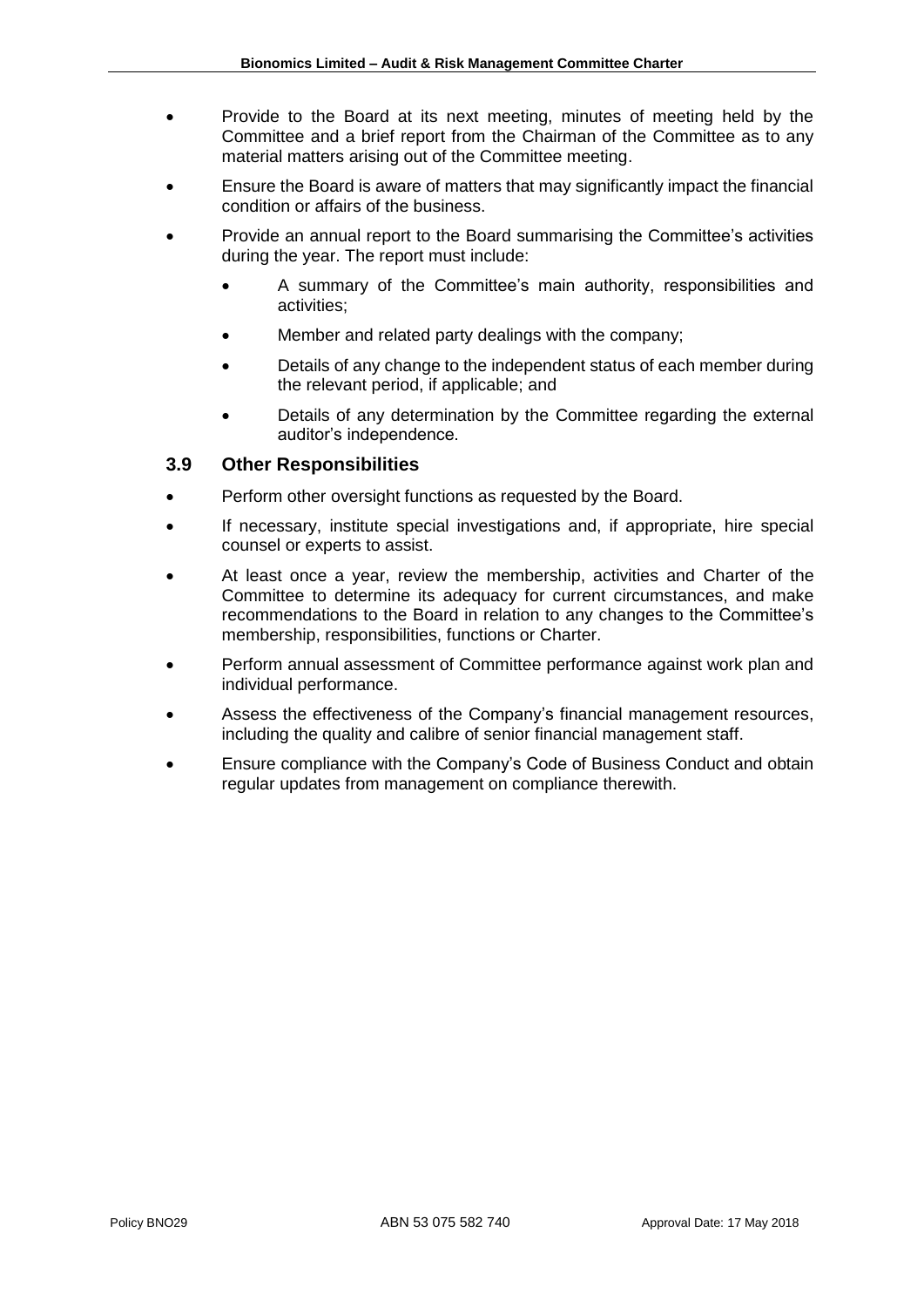- Provide to the Board at its next meeting, minutes of meeting held by the Committee and a brief report from the Chairman of the Committee as to any material matters arising out of the Committee meeting.
- Ensure the Board is aware of matters that may significantly impact the financial condition or affairs of the business.
- Provide an annual report to the Board summarising the Committee's activities during the year. The report must include:
  - A summary of the Committee's main authority, responsibilities and activities;
  - Member and related party dealings with the company;
  - Details of any change to the independent status of each member during the relevant period, if applicable; and
  - Details of any determination by the Committee regarding the external auditor's independence.

### 3.9 Other Responsibilities

- Perform other oversight functions as requested by the Board.
- If necessary, institute special investigations and, if appropriate, hire special counsel or experts to assist.
- At least once a year, review the membership, activities and Charter of the Committee to determine its adequacy for current circumstances, and make recommendations to the Board in relation to any changes to the Committee's membership, responsibilities, functions or Charter.
- Perform annual assessment of Committee performance against work plan and individual performance.
- Assess the effectiveness of the Company's financial management resources, including the quality and calibre of senior financial management staff.
- Ensure compliance with the Company's Code of Business Conduct and obtain regular updates from management on compliance therewith.